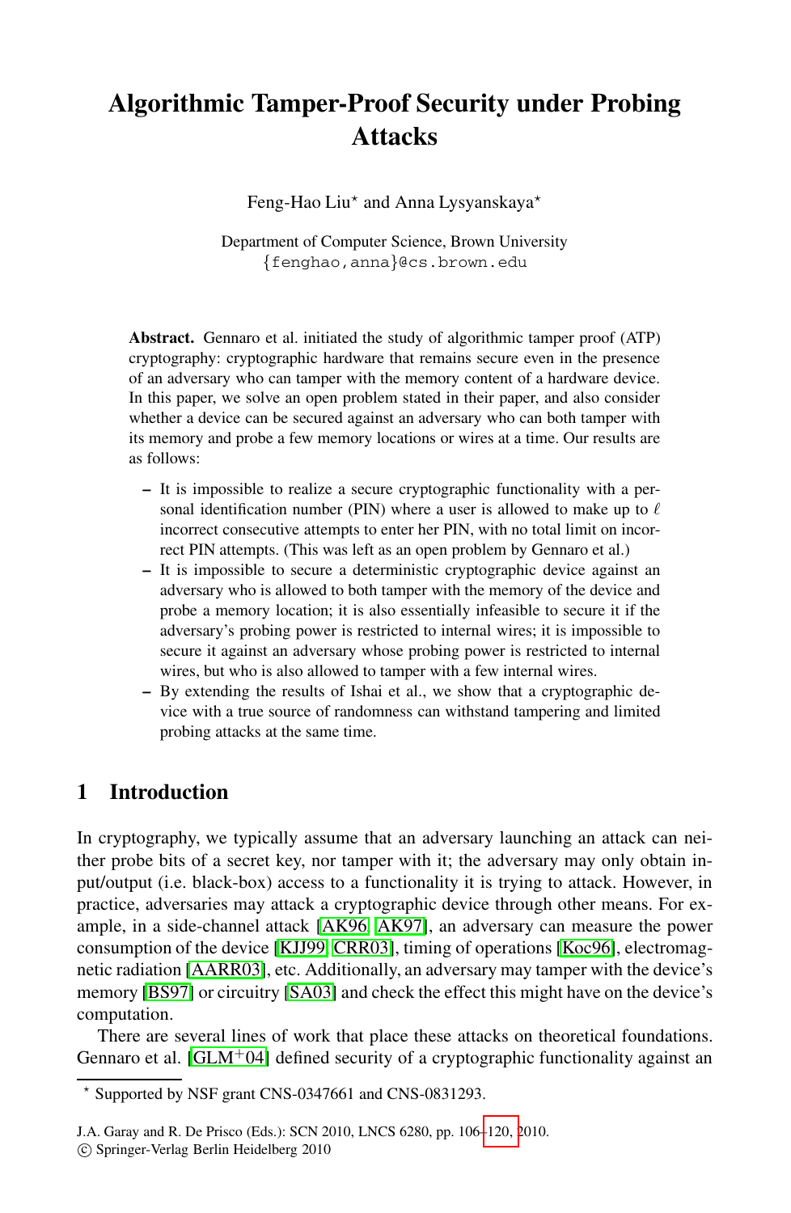# Algorithmic Tamper-Proof Security under Probing Attacks

Feng-Hao Liu* and Anna Lysyanskaya*

Department of Computer Science, Brown University
{fenghao,anna}@cs.brown.edu

**Abstract.** Gennaro et al. initiated the study of algorithmic tamper proof (ATP) cryptography: cryptographic hardware that remains secure even in the presence of an adversary who can tamper with the memory content of a hardware device. In this paper, we solve an open problem stated in their paper, and also consider whether a device can be secured against an adversary who can both tamper with its memory and probe a few memory locations or wires at a time. Our results are as follows:

- It is impossible to realize a secure cryptographic functionality with a personal identification number (PIN) where a user is allowed to make up to $\ell$ incorrect consecutive attempts to enter her PIN, with no total limit on incorrect PIN attempts. (This was left as an open problem by Gennaro et al.)
- It is impossible to secure a deterministic cryptographic device against an adversary who is allowed to both tamper with the memory of the device and probe a memory location; it is also essentially infeasible to secure it if the adversary's probing power is restricted to internal wires; it is impossible to secure it against an adversary whose probing power is restricted to internal wires, but who is also allowed to tamper with a few internal wires.
- By extending the results of Ishai et al., we show that a cryptographic device with a true source of randomness can withstand tampering and limited probing attacks at the same time.

## 1 Introduction

In cryptography, we typically assume that an adversary launching an attack can neither probe bits of a secret key, nor tamper with it; the adversary may only obtain input/output (i.e. black-box) access to a functionality it is trying to attack. However, in practice, adversaries may attack a cryptographic device through other means. For example, in a side-channel attack [AK96, AK97], an adversary can measure the power consumption of the device [KJJ99, CRR03], timing of operations [Koc96], electromagnetic radiation [AARR03], etc. Additionally, an adversary may tamper with the device's memory [BS97] or circuitry [SA03] and check the effect this might have on the device's computation.

There are several lines of work that place these attacks on theoretical foundations. Gennaro et al. [GLM+04] defined security of a cryptographic functionality against an

---

* Supported by NSF grant CNS-0347661 and CNS-0831293.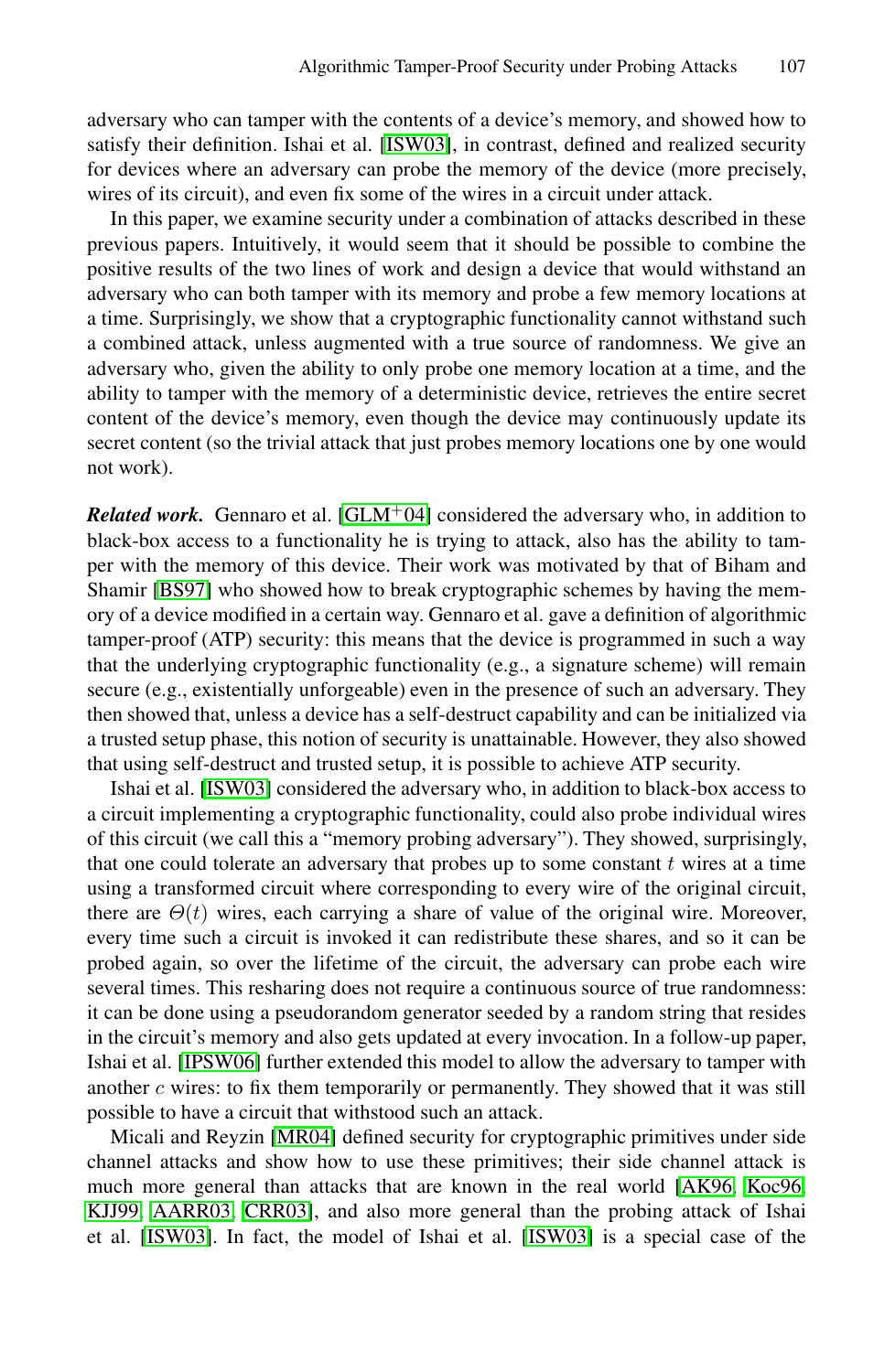adversary who can tamper with the contents of a device's memory, and showed how to satisfy their definition. Ishai et al. [ISW03], in contrast, defined and realized security for devices where an adversary can probe the memory of the device (more precisely, wires of its circuit), and even fix some of the wires in a circuit under attack.

In this paper, we examine security under a combination of attacks described in these previous papers. Intuitively, it would seem that it should be possible to combine the positive results of the two lines of work and design a device that would withstand an adversary who can both tamper with its memory and probe a few memory locations at a time. Surprisingly, we show that a cryptographic functionality cannot withstand such a combined attack, unless augmented with a true source of randomness. We give an adversary who, given the ability to only probe one memory location at a time, and the ability to tamper with the memory of a deterministic device, retrieves the entire secret content of the device's memory, even though the device may continuously update its secret content (so the trivial attack that just probes memory locations one by one would not work).

***Related work.*** Gennaro et al. [GLM+04] considered the adversary who, in addition to black-box access to a functionality he is trying to attack, also has the ability to tamper with the memory of this device. Their work was motivated by that of Biham and Shamir [BS97] who showed how to break cryptographic schemes by having the memory of a device modified in a certain way. Gennaro et al. gave a definition of algorithmic tamper-proof (ATP) security: this means that the device is programmed in such a way that the underlying cryptographic functionality (e.g., a signature scheme) will remain secure (e.g., existentially unforgeable) even in the presence of such an adversary. They then showed that, unless a device has a self-destruct capability and can be initialized via a trusted setup phase, this notion of security is unattainable. However, they also showed that using self-destruct and trusted setup, it is possible to achieve ATP security.

Ishai et al. [ISW03] considered the adversary who, in addition to black-box access to a circuit implementing a cryptographic functionality, could also probe individual wires of this circuit (we call this a "memory probing adversary"). They showed, surprisingly, that one could tolerate an adversary that probes up to some constant $t$ wires at a time using a transformed circuit where corresponding to every wire of the original circuit, there are $\Theta(t)$ wires, each carrying a share of value of the original wire. Moreover, every time such a circuit is invoked it can redistribute these shares, and so it can be probed again, so over the lifetime of the circuit, the adversary can probe each wire several times. This resharing does not require a continuous source of true randomness: it can be done using a pseudorandom generator seeded by a random string that resides in the circuit's memory and also gets updated at every invocation. In a follow-up paper, Ishai et al. [IPSW06] further extended this model to allow the adversary to tamper with another $c$ wires: to fix them temporarily or permanently. They showed that it was still possible to have a circuit that withstood such an attack.

Micali and Reyzin [MR04] defined security for cryptographic primitives under side channel attacks and show how to use these primitives; their side channel attack is much more general than attacks that are known in the real world [AK96, Koc96, KJJ99, AARR03, CRR03], and also more general than the probing attack of Ishai et al. [ISW03]. In fact, the model of Ishai et al. [ISW03] is a special case of the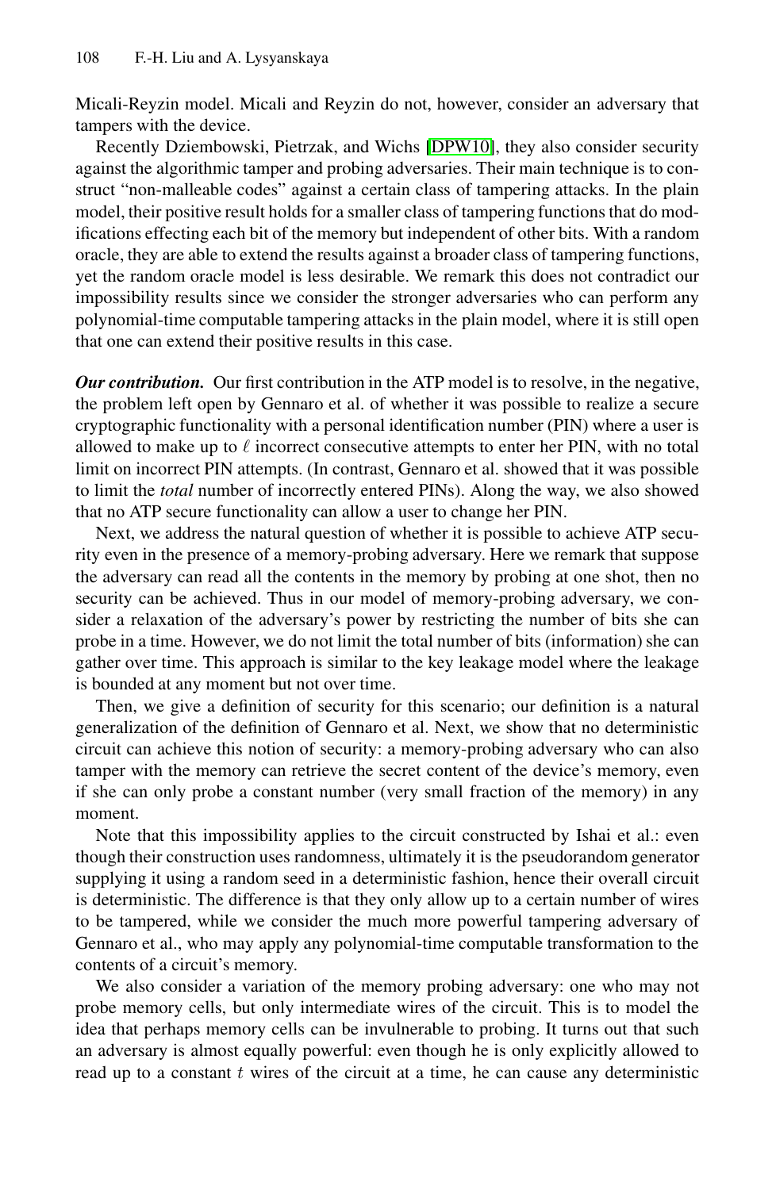Micali-Reyzin model. Micali and Reyzin do not, however, consider an adversary that tampers with the device.

Recently Dziembowski, Pietrzak, and Wichs [DPW10], they also consider security against the algorithmic tamper and probing adversaries. Their main technique is to construct "non-malleable codes" against a certain class of tampering attacks. In the plain model, their positive result holds for a smaller class of tampering functions that do modifications effecting each bit of the memory but independent of other bits. With a random oracle, they are able to extend the results against a broader class of tampering functions, yet the random oracle model is less desirable. We remark this does not contradict our impossibility results since we consider the stronger adversaries who can perform any polynomial-time computable tampering attacks in the plain model, where it is still open that one can extend their positive results in this case.

***Our contribution.*** Our first contribution in the ATP model is to resolve, in the negative, the problem left open by Gennaro et al. of whether it was possible to realize a secure cryptographic functionality with a personal identification number (PIN) where a user is allowed to make up to $\ell$ incorrect consecutive attempts to enter her PIN, with no total limit on incorrect PIN attempts. (In contrast, Gennaro et al. showed that it was possible to limit the *total* number of incorrectly entered PINs). Along the way, we also showed that no ATP secure functionality can allow a user to change her PIN.

Next, we address the natural question of whether it is possible to achieve ATP security even in the presence of a memory-probing adversary. Here we remark that suppose the adversary can read all the contents in the memory by probing at one shot, then no security can be achieved. Thus in our model of memory-probing adversary, we consider a relaxation of the adversary's power by restricting the number of bits she can probe in a time. However, we do not limit the total number of bits (information) she can gather over time. This approach is similar to the key leakage model where the leakage is bounded at any moment but not over time.

Then, we give a definition of security for this scenario; our definition is a natural generalization of the definition of Gennaro et al. Next, we show that no deterministic circuit can achieve this notion of security: a memory-probing adversary who can also tamper with the memory can retrieve the secret content of the device's memory, even if she can only probe a constant number (very small fraction of the memory) in any moment.

Note that this impossibility applies to the circuit constructed by Ishai et al.: even though their construction uses randomness, ultimately it is the pseudorandom generator supplying it using a random seed in a deterministic fashion, hence their overall circuit is deterministic. The difference is that they only allow up to a certain number of wires to be tampered, while we consider the much more powerful tampering adversary of Gennaro et al., who may apply any polynomial-time computable transformation to the contents of a circuit's memory.

We also consider a variation of the memory probing adversary: one who may not probe memory cells, but only intermediate wires of the circuit. This is to model the idea that perhaps memory cells can be invulnerable to probing. It turns out that such an adversary is almost equally powerful: even though he is only explicitly allowed to read up to a constant $t$ wires of the circuit at a time, he can cause any deterministic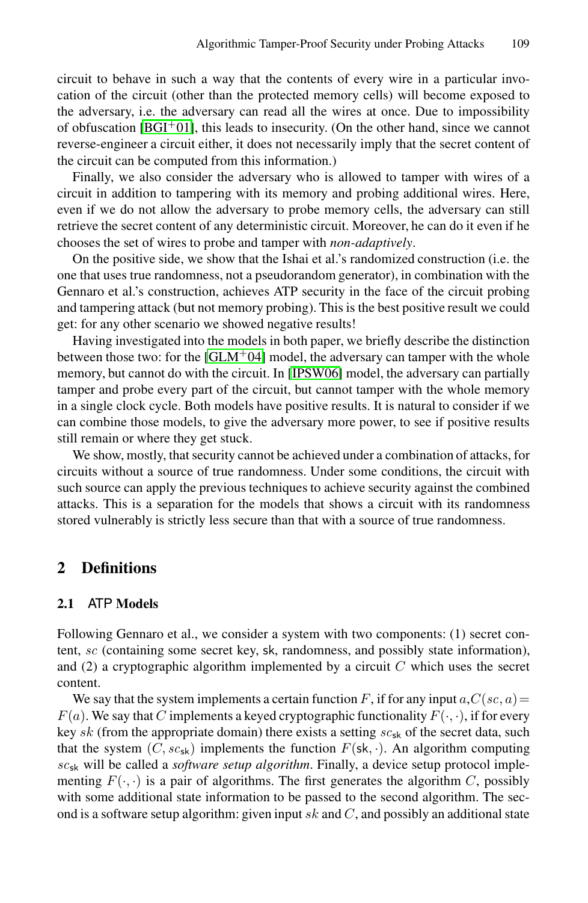circuit to behave in such a way that the contents of every wire in a particular invocation of the circuit (other than the protected memory cells) will become exposed to the adversary, i.e. the adversary can read all the wires at once. Due to impossibility of obfuscation [BGI$^+$01], this leads to insecurity. (On the other hand, since we cannot reverse-engineer a circuit either, it does not necessarily imply that the secret content of the circuit can be computed from this information.)

Finally, we also consider the adversary who is allowed to tamper with wires of a circuit in addition to tampering with its memory and probing additional wires. Here, even if we do not allow the adversary to probe memory cells, the adversary can still retrieve the secret content of any deterministic circuit. Moreover, he can do it even if he chooses the set of wires to probe and tamper with *non-adaptively*.

On the positive side, we show that the Ishai et al.'s randomized construction (i.e. the one that uses true randomness, not a pseudorandom generator), in combination with the Gennaro et al.'s construction, achieves ATP security in the face of the circuit probing and tampering attack (but not memory probing). This is the best positive result we could get: for any other scenario we showed negative results!

Having investigated into the models in both paper, we briefly describe the distinction between those two: for the [GLM$^+$04] model, the adversary can tamper with the whole memory, but cannot do with the circuit. In [IPSW06] model, the adversary can partially tamper and probe every part of the circuit, but cannot tamper with the whole memory in a single clock cycle. Both models have positive results. It is natural to consider if we can combine those models, to give the adversary more power, to see if positive results still remain or where they get stuck.

We show, mostly, that security cannot be achieved under a combination of attacks, for circuits without a source of true randomness. Under some conditions, the circuit with such source can apply the previous techniques to achieve security against the combined attacks. This is a separation for the models that shows a circuit with its randomness stored vulnerably is strictly less secure than that with a source of true randomness.

## 2 Definitions

### 2.1 ATP Models

Following Gennaro et al., we consider a system with two components: (1) secret content, $sc$ (containing some secret key, $\mathsf{sk}$, randomness, and possibly state information), and (2) a cryptographic algorithm implemented by a circuit $C$ which uses the secret content.

We say that the system implements a certain function $F$, if for any input $a$,$C(sc, a) = F(a)$. We say that $C$ implements a keyed cryptographic functionality $F(\cdot, \cdot)$, if for every key $sk$ (from the appropriate domain) there exists a setting $sc_{\mathsf{sk}}$ of the secret data, such that the system $(C, sc_{\mathsf{sk}})$ implements the function $F(\mathsf{sk}, \cdot)$. An algorithm computing $sc_{\mathsf{sk}}$ will be called a *software setup algorithm*. Finally, a device setup protocol implementing $F(\cdot, \cdot)$ is a pair of algorithms. The first generates the algorithm $C$, possibly with some additional state information to be passed to the second algorithm. The second is a software setup algorithm: given input $sk$ and $C$, and possibly an additional state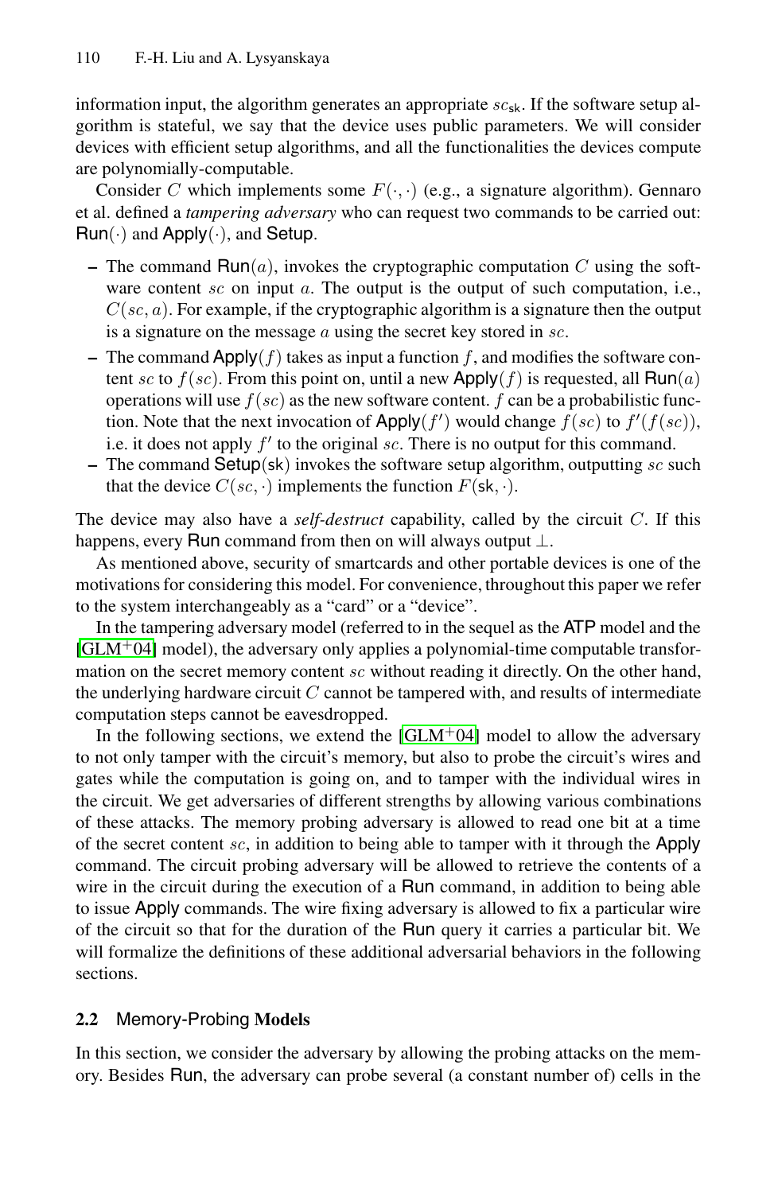information input, the algorithm generates an appropriate $sc_{\mathsf{sk}}$. If the software setup algorithm is stateful, we say that the device uses public parameters. We will consider devices with efficient setup algorithms, and all the functionalities the devices compute are polynomially-computable.

Consider $C$ which implements some $F(\cdot,\cdot)$ (e.g., a signature algorithm). Gennaro et al. defined a *tampering adversary* who can request two commands to be carried out: $\mathsf{Run}(\cdot)$ and $\mathsf{Apply}(\cdot)$, and $\mathsf{Setup}$.

- The command $\mathsf{Run}(a)$, invokes the cryptographic computation $C$ using the software content $sc$ on input $a$. The output is the output of such computation, i.e., $C(sc, a)$. For example, if the cryptographic algorithm is a signature then the output is a signature on the message $a$ using the secret key stored in $sc$.
- The command $\mathsf{Apply}(f)$ takes as input a function $f$, and modifies the software content $sc$ to $f(sc)$. From this point on, until a new $\mathsf{Apply}(f)$ is requested, all $\mathsf{Run}(a)$ operations will use $f(sc)$ as the new software content. $f$ can be a probabilistic function. Note that the next invocation of $\mathsf{Apply}(f')$ would change $f(sc)$ to $f'(f(sc))$, i.e. it does not apply $f'$ to the original $sc$. There is no output for this command.
- The command $\mathsf{Setup}(\mathsf{sk})$ invokes the software setup algorithm, outputting $sc$ such that the device $C(sc,\cdot)$ implements the function $F(\mathsf{sk},\cdot)$.

The device may also have a *self-destruct* capability, called by the circuit $C$. If this happens, every $\mathsf{Run}$ command from then on will always output $\perp$.

As mentioned above, security of smartcards and other portable devices is one of the motivations for considering this model. For convenience, throughout this paper we refer to the system interchangeably as a "card" or a "device".

In the tampering adversary model (referred to in the sequel as the $\mathsf{ATP}$ model and the [GLM+04] model), the adversary only applies a polynomial-time computable transformation on the secret memory content $sc$ without reading it directly. On the other hand, the underlying hardware circuit $C$ cannot be tampered with, and results of intermediate computation steps cannot be eavesdropped.

In the following sections, we extend the [GLM+04] model to allow the adversary to not only tamper with the circuit's memory, but also to probe the circuit's wires and gates while the computation is going on, and to tamper with the individual wires in the circuit. We get adversaries of different strengths by allowing various combinations of these attacks. The memory probing adversary is allowed to read one bit at a time of the secret content $sc$, in addition to being able to tamper with it through the $\mathsf{Apply}$ command. The circuit probing adversary will be allowed to retrieve the contents of a wire in the circuit during the execution of a $\mathsf{Run}$ command, in addition to being able to issue $\mathsf{Apply}$ commands. The wire fixing adversary is allowed to fix a particular wire of the circuit so that for the duration of the $\mathsf{Run}$ query it carries a particular bit. We will formalize the definitions of these additional adversarial behaviors in the following sections.

## 2.2 Memory-Probing Models

In this section, we consider the adversary by allowing the probing attacks on the memory. Besides $\mathsf{Run}$, the adversary can probe several (a constant number of) cells in the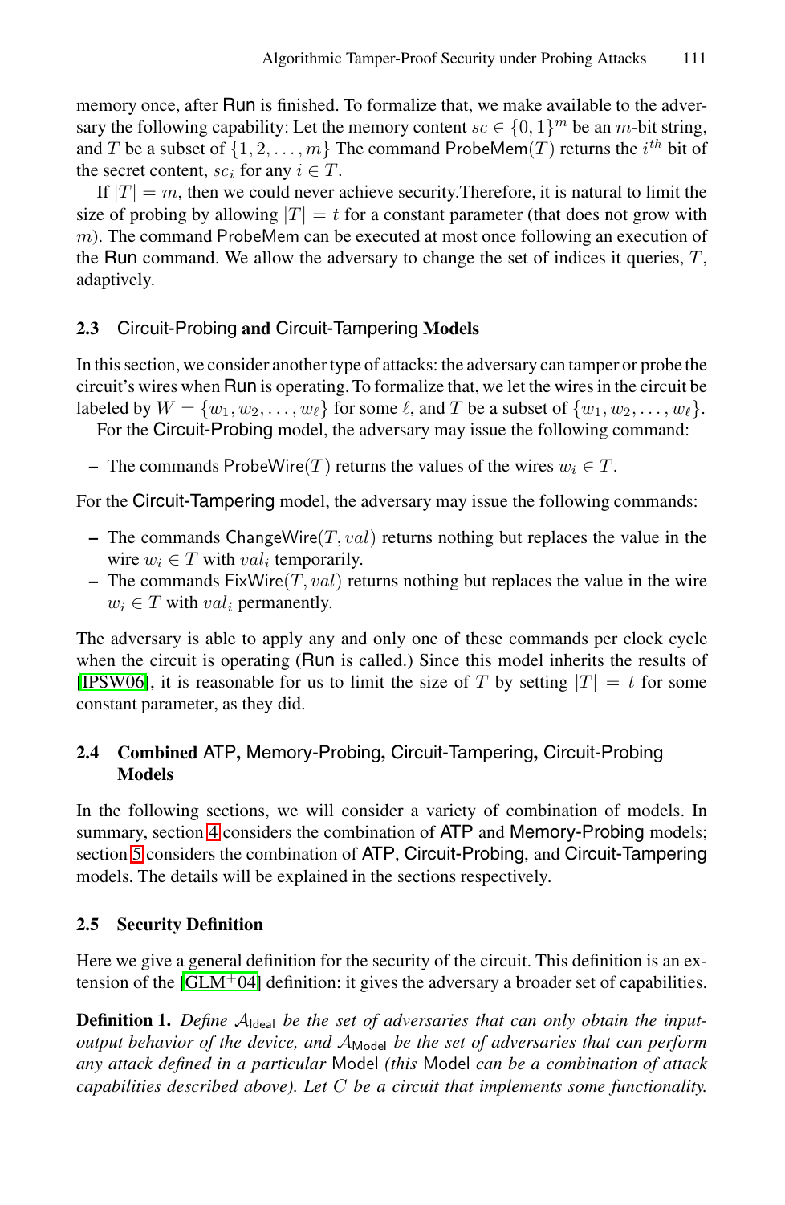memory once, after Run is finished. To formalize that, we make available to the adversary the following capability: Let the memory content $sc \in \{0,1\}^m$ be an $m$-bit string, and $T$ be a subset of $\{1, 2, \ldots, m\}$ The command ProbeMem$(T)$ returns the $i^{th}$ bit of the secret content, $sc_i$ for any $i \in T$.

If $|T| = m$, then we could never achieve security.Therefore, it is natural to limit the size of probing by allowing $|T| = t$ for a constant parameter (that does not grow with $m$). The command ProbeMem can be executed at most once following an execution of the Run command. We allow the adversary to change the set of indices it queries, $T$, adaptively.

### 2.3 Circuit-Probing and Circuit-Tampering Models

In this section, we consider another type of attacks: the adversary can tamper or probe the circuit's wires when Run is operating. To formalize that, we let the wires in the circuit be labeled by $W = \{w_1, w_2, \ldots, w_\ell\}$ for some $\ell$, and $T$ be a subset of $\{w_1, w_2, \ldots, w_\ell\}$.

For the Circuit-Probing model, the adversary may issue the following command:

- The commands ProbeWire$(T)$ returns the values of the wires $w_i \in T$.

For the Circuit-Tampering model, the adversary may issue the following commands:

- The commands ChangeWire$(T, val)$ returns nothing but replaces the value in the wire $w_i \in T$ with $val_i$ temporarily.
- The commands FixWire$(T, val)$ returns nothing but replaces the value in the wire $w_i \in T$ with $val_i$ permanently.

The adversary is able to apply any and only one of these commands per clock cycle when the circuit is operating (Run is called.) Since this model inherits the results of [IPSW06], it is reasonable for us to limit the size of $T$ by setting $|T| = t$ for some constant parameter, as they did.

### 2.4 Combined ATP, Memory-Probing, Circuit-Tampering, Circuit-Probing Models

In the following sections, we will consider a variety of combination of models. In summary, section 4 considers the combination of ATP and Memory-Probing models; section 5 considers the combination of ATP, Circuit-Probing, and Circuit-Tampering models. The details will be explained in the sections respectively.

### 2.5 Security Definition

Here we give a general definition for the security of the circuit. This definition is an extension of the [GLM+04] definition: it gives the adversary a broader set of capabilities.

**Definition 1.** *Define $\mathcal{A}_{\mathsf{Ideal}}$ be the set of adversaries that can only obtain the input-output behavior of the device, and $\mathcal{A}_{\mathsf{Model}}$ be the set of adversaries that can perform any attack defined in a particular* Model *(this* Model *can be a combination of attack capabilities described above). Let $C$ be a circuit that implements some functionality.*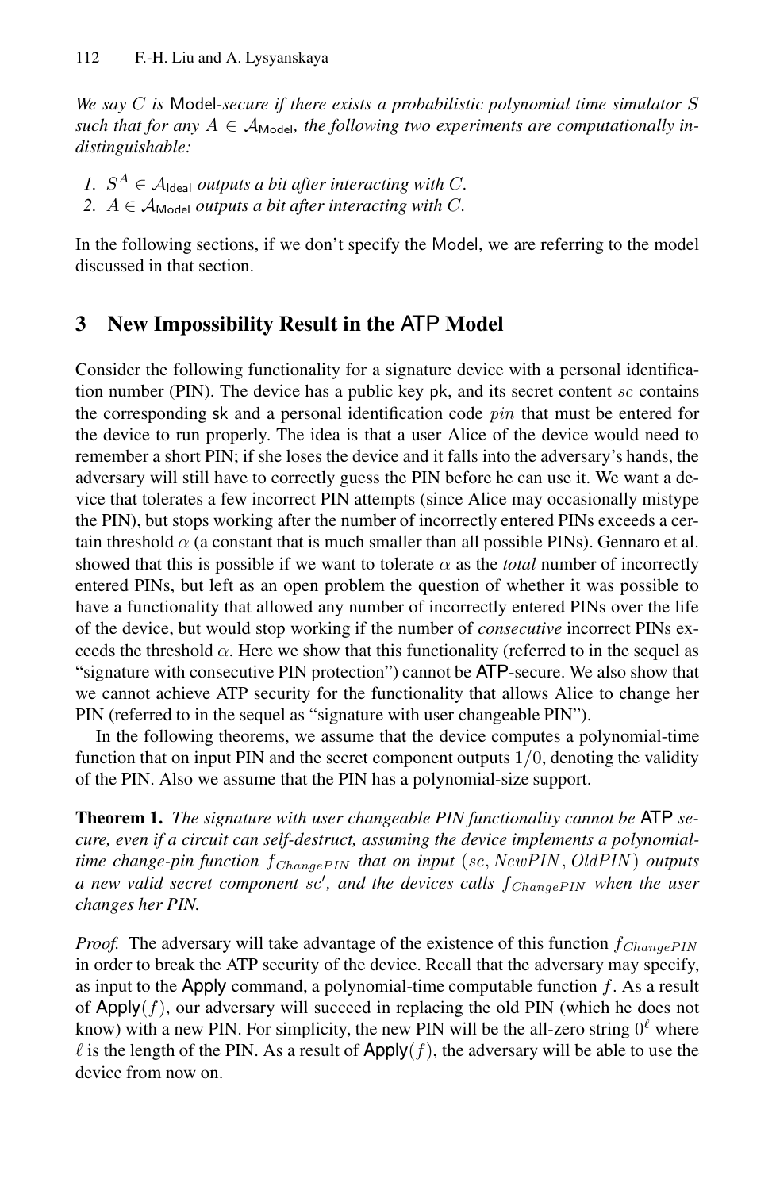*We say $C$ is* Model*-secure if there exists a probabilistic polynomial time simulator $S$ such that for any $A \in \mathcal{A}_{\mathsf{Model}}$, the following two experiments are computationally indistinguishable:*

1. *$S^A \in \mathcal{A}_{\mathsf{Ideal}}$ outputs a bit after interacting with $C$.*
2. *$A \in \mathcal{A}_{\mathsf{Model}}$ outputs a bit after interacting with $C$.*

In the following sections, if we don't specify the Model, we are referring to the model discussed in that section.

## 3 New Impossibility Result in the ATP Model

Consider the following functionality for a signature device with a personal identification number (PIN). The device has a public key pk, and its secret content $sc$ contains the corresponding sk and a personal identification code $pin$ that must be entered for the device to run properly. The idea is that a user Alice of the device would need to remember a short PIN; if she loses the device and it falls into the adversary's hands, the adversary will still have to correctly guess the PIN before he can use it. We want a device that tolerates a few incorrect PIN attempts (since Alice may occasionally mistype the PIN), but stops working after the number of incorrectly entered PINs exceeds a certain threshold $\alpha$ (a constant that is much smaller than all possible PINs). Gennaro et al. showed that this is possible if we want to tolerate $\alpha$ as the *total* number of incorrectly entered PINs, but left as an open problem the question of whether it was possible to have a functionality that allowed any number of incorrectly entered PINs over the life of the device, but would stop working if the number of *consecutive* incorrect PINs exceeds the threshold $\alpha$. Here we show that this functionality (referred to in the sequel as "signature with consecutive PIN protection") cannot be ATP-secure. We also show that we cannot achieve ATP security for the functionality that allows Alice to change her PIN (referred to in the sequel as "signature with user changeable PIN").

In the following theorems, we assume that the device computes a polynomial-time function that on input PIN and the secret component outputs $1/0$, denoting the validity of the PIN. Also we assume that the PIN has a polynomial-size support.

**Theorem 1.** *The signature with user changeable PIN functionality cannot be* ATP *secure, even if a circuit can self-destruct, assuming the device implements a polynomial-time change-pin function $f_{ChangePIN}$ that on input $(sc, NewPIN, OldPIN)$ outputs a new valid secret component $sc'$, and the devices calls $f_{ChangePIN}$ when the user changes her PIN.*

*Proof.* The adversary will take advantage of the existence of this function $f_{ChangePIN}$ in order to break the ATP security of the device. Recall that the adversary may specify, as input to the Apply command, a polynomial-time computable function $f$. As a result of $\mathsf{Apply}(f)$, our adversary will succeed in replacing the old PIN (which he does not know) with a new PIN. For simplicity, the new PIN will be the all-zero string $0^\ell$ where $\ell$ is the length of the PIN. As a result of $\mathsf{Apply}(f)$, the adversary will be able to use the device from now on.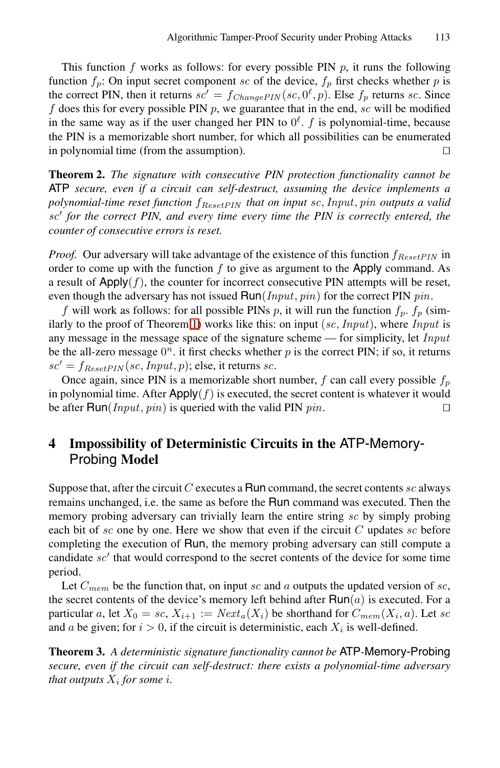This function $f$ works as follows: for every possible PIN $p$, it runs the following function $f_p$: On input secret component $sc$ of the device, $f_p$ first checks whether $p$ is the correct PIN, then it returns $sc' = f_{ChangePIN}(sc, 0^\ell, p)$. Else $f_p$ returns $sc$. Since $f$ does this for every possible PIN $p$, we guarantee that in the end, $sc$ will be modified in the same way as if the user changed her PIN to $0^\ell$. $f$ is polynomial-time, because the PIN is a memorizable short number, for which all possibilities can be enumerated in polynomial time (from the assumption). ◻

**Theorem 2.** *The signature with consecutive PIN protection functionality cannot be* ATP *secure, even if a circuit can self-destruct, assuming the device implements a polynomial-time reset function $f_{ResetPIN}$ that on input $sc, Input, pin$ outputs a valid $sc'$ for the correct PIN, and every time every time the PIN is correctly entered, the counter of consecutive errors is reset.*

*Proof.* Our adversary will take advantage of the existence of this function $f_{ResetPIN}$ in order to come up with the function $f$ to give as argument to the Apply command. As a result of Apply($f$), the counter for incorrect consecutive PIN attempts will be reset, even though the adversary has not issued Run($Input, pin$) for the correct PIN $pin$.

$f$ will work as follows: for all possible PINs $p$, it will run the function $f_p$. $f_p$ (similarly to the proof of Theorem 1) works like this: on input $(sc, Input)$, where $Input$ is any message in the message space of the signature scheme — for simplicity, let $Input$ be the all-zero message $0^n$. it first checks whether $p$ is the correct PIN; if so, it returns $sc' = f_{ResetPIN}(sc, Input, p)$; else, it returns $sc$.

Once again, since PIN is a memorizable short number, $f$ can call every possible $f_p$ in polynomial time. After Apply($f$) is executed, the secret content is whatever it would be after Run($Input, pin$) is queried with the valid PIN $pin$. ◻

## 4 Impossibility of Deterministic Circuits in the ATP-Memory-Probing Model

Suppose that, after the circuit $C$ executes a Run command, the secret contents $sc$ always remains unchanged, i.e. the same as before the Run command was executed. Then the memory probing adversary can trivially learn the entire string $sc$ by simply probing each bit of $sc$ one by one. Here we show that even if the circuit $C$ updates $sc$ before completing the execution of Run, the memory probing adversary can still compute a candidate $sc'$ that would correspond to the secret contents of the device for some time period.

Let $C_{mem}$ be the function that, on input $sc$ and $a$ outputs the updated version of $sc$, the secret contents of the device's memory left behind after Run($a$) is executed. For a particular $a$, let $X_0 = sc$, $X_{i+1} := Next_a(X_i)$ be shorthand for $C_{mem}(X_i, a)$. Let $sc$ and $a$ be given; for $i > 0$, if the circuit is deterministic, each $X_i$ is well-defined.

**Theorem 3.** *A deterministic signature functionality cannot be* ATP-Memory-Probing *secure, even if the circuit can self-destruct: there exists a polynomial-time adversary that outputs $X_i$ for some $i$.*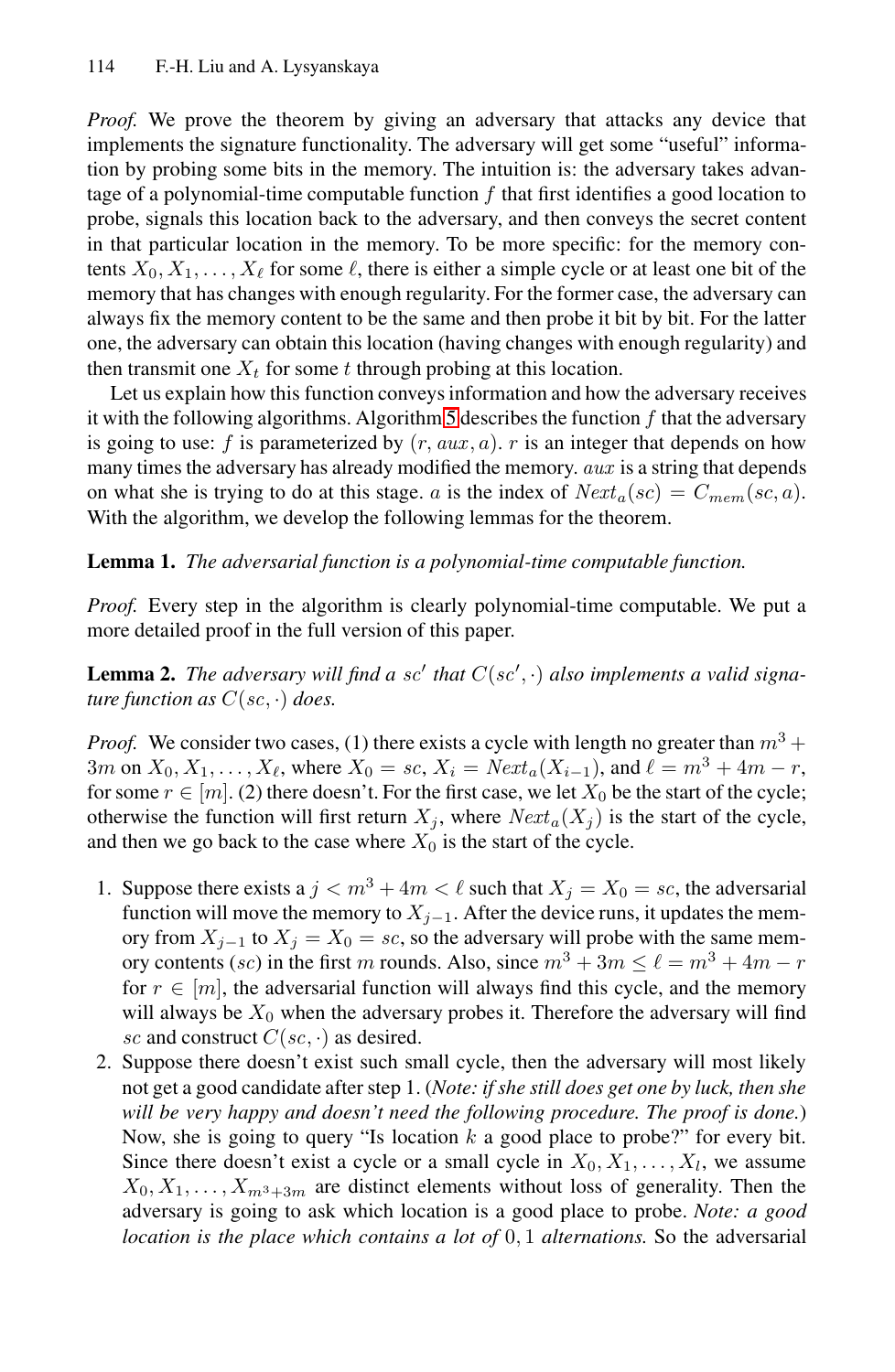*Proof.* We prove the theorem by giving an adversary that attacks any device that implements the signature functionality. The adversary will get some "useful" information by probing some bits in the memory. The intuition is: the adversary takes advantage of a polynomial-time computable function $f$ that first identifies a good location to probe, signals this location back to the adversary, and then conveys the secret content in that particular location in the memory. To be more specific: for the memory contents $X_0, X_1, \dots, X_\ell$ for some $\ell$, there is either a simple cycle or at least one bit of the memory that has changes with enough regularity. For the former case, the adversary can always fix the memory content to be the same and then probe it bit by bit. For the latter one, the adversary can obtain this location (having changes with enough regularity) and then transmit one $X_t$ for some $t$ through probing at this location.

Let us explain how this function conveys information and how the adversary receives it with the following algorithms. Algorithm 5 describes the function $f$ that the adversary is going to use: $f$ is parameterized by $(r, aux, a)$. $r$ is an integer that depends on how many times the adversary has already modified the memory. $aux$ is a string that depends on what she is trying to do at this stage. $a$ is the index of $Next_a(sc) = C_{mem}(sc, a)$. With the algorithm, we develop the following lemmas for the theorem.

**Lemma 1.** *The adversarial function is a polynomial-time computable function.*

*Proof.* Every step in the algorithm is clearly polynomial-time computable. We put a more detailed proof in the full version of this paper.

**Lemma 2.** *The adversary will find a $sc'$ that $C(sc', \cdot)$ also implements a valid signature function as $C(sc, \cdot)$ does.*

*Proof.* We consider two cases, (1) there exists a cycle with length no greater than $m^3 + 3m$ on $X_0, X_1, \dots, X_\ell$, where $X_0 = sc$, $X_i = Next_a(X_{i-1})$, and $\ell = m^3 + 4m - r$, for some $r \in [m]$. (2) there doesn't. For the first case, we let $X_0$ be the start of the cycle; otherwise the function will first return $X_j$, where $Next_a(X_j)$ is the start of the cycle, and then we go back to the case where $X_0$ is the start of the cycle.

1. Suppose there exists a $j < m^3 + 4m < \ell$ such that $X_j = X_0 = sc$, the adversarial function will move the memory to $X_{j-1}$. After the device runs, it updates the memory from $X_{j-1}$ to $X_j = X_0 = sc$, so the adversary will probe with the same memory contents ($sc$) in the first $m$ rounds. Also, since $m^3 + 3m \le \ell = m^3 + 4m - r$ for $r \in [m]$, the adversarial function will always find this cycle, and the memory will always be $X_0$ when the adversary probes it. Therefore the adversary will find $sc$ and construct $C(sc, \cdot)$ as desired.
2. Suppose there doesn't exist such small cycle, then the adversary will most likely not get a good candidate after step 1. (*Note: if she still does get one by luck, then she will be very happy and doesn't need the following procedure. The proof is done.*) Now, she is going to query "Is location $k$ a good place to probe?" for every bit. Since there doesn't exist a cycle or a small cycle in $X_0, X_1, \dots, X_l$, we assume $X_0, X_1, \dots, X_{m^3+3m}$ are distinct elements without loss of generality. Then the adversary is going to ask which location is a good place to probe. *Note: a good location is the place which contains a lot of* $0, 1$ *alternations.* So the adversarial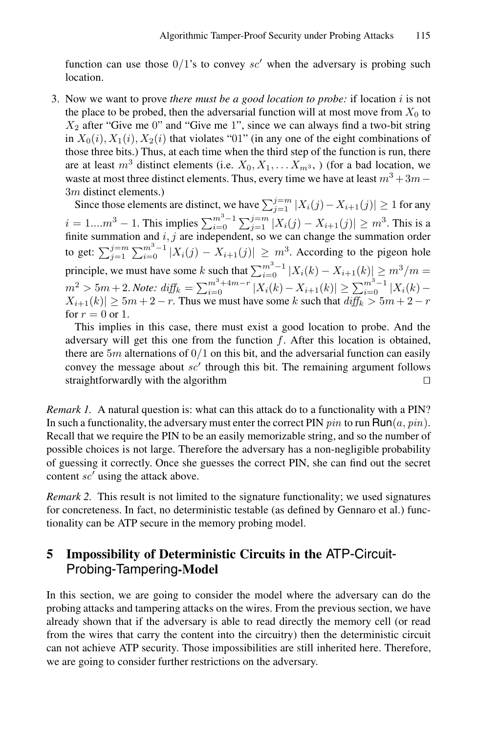function can use those $0/1$'s to convey $sc'$ when the adversary is probing such location.

3. Now we want to prove *there must be a good location to probe:* if location $i$ is not the place to be probed, then the adversarial function will at most move from $X_0$ to $X_2$ after "Give me 0" and "Give me 1", since we can always find a two-bit string in $X_0(i), X_1(i), X_2(i)$ that violates "01" (in any one of the eight combinations of those three bits.) Thus, at each time when the third step of the function is run, there are at least $m^3$ distinct elements (i.e. $X_0, X_1, \ldots X_{m^3}$, ) (for a bad location, we waste at most three distinct elements. Thus, every time we have at least $m^3 + 3m - 3m$ distinct elements.)

   Since those elements are distinct, we have $\sum_{j=1}^{j=m} |X_i(j) - X_{i+1}(j)| \geq 1$ for any $i = 1....m^3 - 1$. This implies $\sum_{i=0}^{m^3-1} \sum_{j=1}^{j=m} |X_i(j) - X_{i+1}(j)| \geq m^3$. This is a finite summation and $i, j$ are independent, so we can change the summation order to get: $\sum_{j=1}^{j=m} \sum_{i=0}^{m^3-1} |X_i(j) - X_{i+1}(j)| \geq m^3$. According to the pigeon hole principle, we must have some $k$ such that $\sum_{i=0}^{m^3-1} |X_i(k) - X_{i+1}(k)| \geq m^3/m = m^2 > 5m+2$. *Note:* $\mathit{diff}_k = \sum_{i=0}^{m^3+4m-r} |X_i(k) - X_{i+1}(k)| \geq \sum_{i=0}^{m^3-1} |X_i(k) - X_{i+1}(k)| \geq 5m + 2 - r$. Thus we must have some $k$ such that $\mathit{diff}_k > 5m + 2 - r$ for $r = 0$ or $1$.

   This implies in this case, there must exist a good location to probe. And the adversary will get this one from the function $f$. After this location is obtained, there are $5m$ alternations of $0/1$ on this bit, and the adversarial function can easily convey the message about $sc'$ through this bit. The remaining argument follows straightforwardly with the algorithm □

*Remark 1.* A natural question is: what can this attack do to a functionality with a PIN? In such a functionality, the adversary must enter the correct PIN $pin$ to run $\mathsf{Run}(a, pin)$. Recall that we require the PIN to be an easily memorizable string, and so the number of possible choices is not large. Therefore the adversary has a non-negligible probability of guessing it correctly. Once she guesses the correct PIN, she can find out the secret content $sc'$ using the attack above.

*Remark 2.* This result is not limited to the signature functionality; we used signatures for concreteness. In fact, no deterministic testable (as defined by Gennaro et al.) functionality can be ATP secure in the memory probing model.

## 5 Impossibility of Deterministic Circuits in the ATP-Circuit-Probing-Tampering-Model

In this section, we are going to consider the model where the adversary can do the probing attacks and tampering attacks on the wires. From the previous section, we have already shown that if the adversary is able to read directly the memory cell (or read from the wires that carry the content into the circuitry) then the deterministic circuit can not achieve ATP security. Those impossibilities are still inherited here. Therefore, we are going to consider further restrictions on the adversary.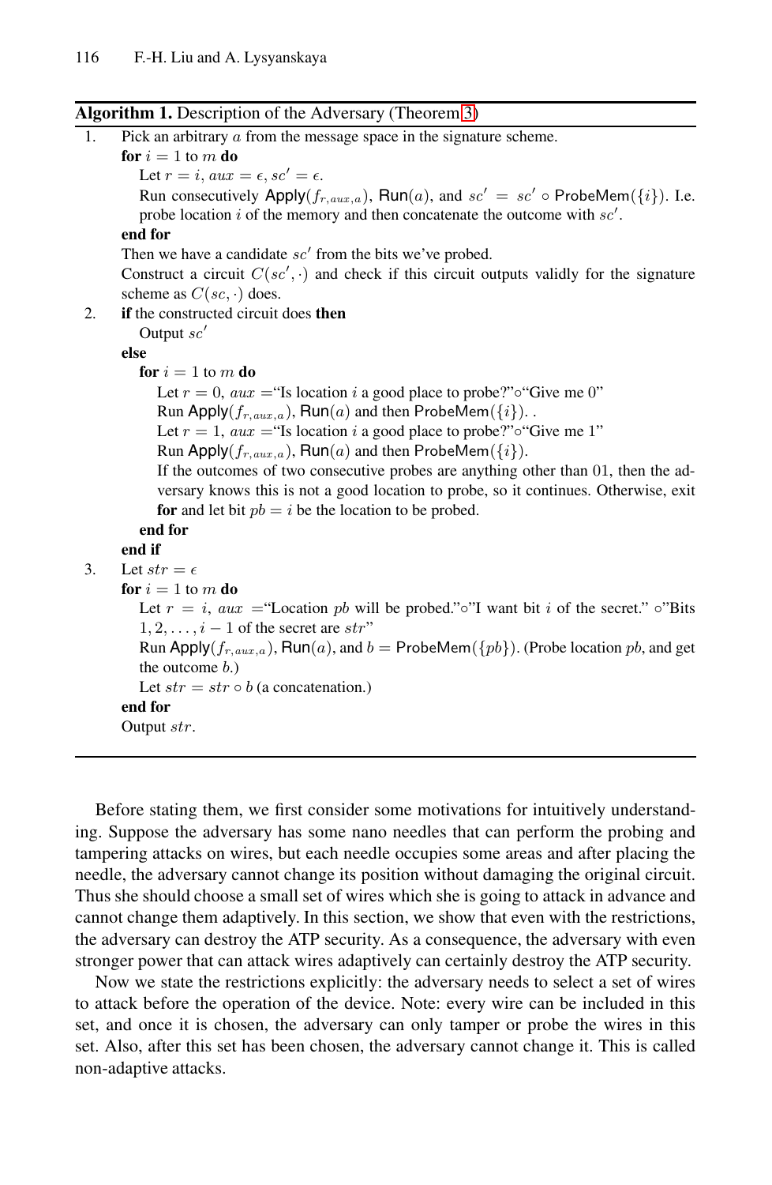**Algorithm 1.** Description of the Adversary (Theorem 3)

```
1.  Pick an arbitrary a from the message space in the signature scheme.
    for i = 1 to m do
        Let r = i, aux = ε, sc' = ε.
        Run consecutively Apply(f_{r,aux,a}), Run(a), and sc' = sc' ∘ ProbeMem({i}). I.e.
        probe location i of the memory and then concatenate the outcome with sc'.
    end for
    Then we have a candidate sc' from the bits we've probed.
    Construct a circuit C(sc', ·) and check if this circuit outputs validly for the signature
    scheme as C(sc, ·) does.
2.  if the constructed circuit does then
        Output sc'
    else
        for i = 1 to m do
            Let r = 0, aux ="Is location i a good place to probe?"∘"Give me 0"
            Run Apply(f_{r,aux,a}), Run(a) and then ProbeMem({i}). .
            Let r = 1, aux ="Is location i a good place to probe?"∘"Give me 1"
            Run Apply(f_{r,aux,a}), Run(a) and then ProbeMem({i}).
            If the outcomes of two consecutive probes are anything other than 01, then the ad-
            versary knows this is not a good location to probe, so it continues. Otherwise, exit
            for and let bit pb = i be the location to be probed.
        end for
    end if
3.  Let str = ε
    for i = 1 to m do
        Let r = i, aux ="Location pb will be probed."∘"I want bit i of the secret." ∘"Bits
        1, 2, ..., i − 1 of the secret are str"
        Run Apply(f_{r,aux,a}), Run(a), and b = ProbeMem({pb}). (Probe location pb, and get
        the outcome b.)
        Let str = str ∘ b (a concatenation.)
    end for
    Output str.
```

Before stating them, we first consider some motivations for intuitively understanding. Suppose the adversary has some nano needles that can perform the probing and tampering attacks on wires, but each needle occupies some areas and after placing the needle, the adversary cannot change its position without damaging the original circuit. Thus she should choose a small set of wires which she is going to attack in advance and cannot change them adaptively. In this section, we show that even with the restrictions, the adversary can destroy the ATP security. As a consequence, the adversary with even stronger power that can attack wires adaptively can certainly destroy the ATP security.

Now we state the restrictions explicitly: the adversary needs to select a set of wires to attack before the operation of the device. Note: every wire can be included in this set, and once it is chosen, the adversary can only tamper or probe the wires in this set. Also, after this set has been chosen, the adversary cannot change it. This is called non-adaptive attacks.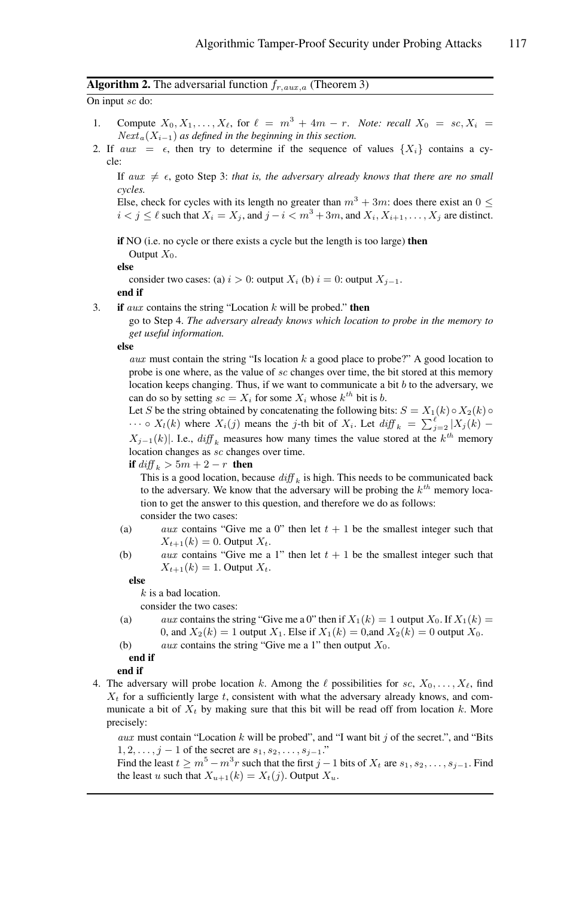**Algorithm 2.** The adversarial function $f_{r,aux,a}$ (Theorem 3)

On input $sc$ do:

1. Compute $X_0, X_1, \ldots, X_\ell$, for $\ell = m^3 + 4m - r$. *Note: recall* $X_0 = sc, X_i = Next_a(X_{i-1})$ *as defined in the beginning in this section.*
2. If $aux = \epsilon$, then try to determine if the sequence of values $\{X_i\}$ contains a cycle:

   If $aux \neq \epsilon$, goto Step 3: *that is, the adversary already knows that there are no small cycles.*

   Else, check for cycles with its length no greater than $m^3 + 3m$: does there exist an $0 \leq i < j \leq \ell$ such that $X_i = X_j$, and $j - i < m^3 + 3m$, and $X_i, X_{i+1}, \ldots, X_j$ are distinct.

   **if** NO (i.e. no cycle or there exists a cycle but the length is too large) **then**
   Output $X_0$.
   **else**
   consider two cases: (a) $i > 0$: output $X_i$ (b) $i = 0$: output $X_{j-1}$.
   **end if**
3. **if** $aux$ contains the string "Location $k$ will be probed." **then**
   go to Step 4. *The adversary already knows which location to probe in the memory to get useful information.*
   **else**
   $aux$ must contain the string "Is location $k$ a good place to probe?" A good location to probe is one where, as the value of $sc$ changes over time, the bit stored at this memory location keeps changing. Thus, if we want to communicate a bit $b$ to the adversary, we can do so by setting $sc = X_i$ for some $X_i$ whose $k^{th}$ bit is $b$.
   Let $S$ be the string obtained by concatenating the following bits: $S = X_1(k) \circ X_2(k) \circ \cdots \circ X_l(k)$ where $X_i(j)$ means the $j$-th bit of $X_i$. Let $diff_k = \sum_{j=2}^{\ell} |X_j(k) - X_{j-1}(k)|$. I.e., $diff_k$ measures how many times the value stored at the $k^{th}$ memory location changes as $sc$ changes over time.
   **if** $diff_k > 5m + 2 - r$ **then**
   This is a good location, because $diff_k$ is high. This needs to be communicated back to the adversary. We know that the adversary will be probing the $k^{th}$ memory location to get the answer to this question, and therefore we do as follows:
   consider the two cases:
   (a) $aux$ contains "Give me a 0" then let $t + 1$ be the smallest integer such that $X_{t+1}(k) = 0$. Output $X_t$.
   (b) $aux$ contains "Give me a 1" then let $t + 1$ be the smallest integer such that $X_{t+1}(k) = 1$. Output $X_t$.
   **else**
   $k$ is a bad location.
   consider the two cases:
   (a) $aux$ contains the string "Give me a 0" then if $X_1(k) = 1$ output $X_0$. If $X_1(k) = 0$, and $X_2(k) = 1$ output $X_1$. Else if $X_1(k) = 0$,and $X_2(k) = 0$ output $X_0$.
   (b) $aux$ contains the string "Give me a 1" then output $X_0$.
   **end if**
   **end if**
4. The adversary will probe location $k$. Among the $\ell$ possibilities for $sc$, $X_0, \ldots, X_\ell$, find $X_t$ for a sufficiently large $t$, consistent with what the adversary already knows, and communicate a bit of $X_t$ by making sure that this bit will be read off from location $k$. More precisely:

   $aux$ must contain "Location $k$ will be probed", and "I want bit $j$ of the secret.", and "Bits $1, 2, \ldots, j-1$ of the secret are $s_1, s_2, \ldots, s_{j-1}$."
   Find the least $t \geq m^5 - m^3 r$ such that the first $j - 1$ bits of $X_t$ are $s_1, s_2, \ldots, s_{j-1}$. Find the least $u$ such that $X_{u+1}(k) = X_t(j)$. Output $X_u$.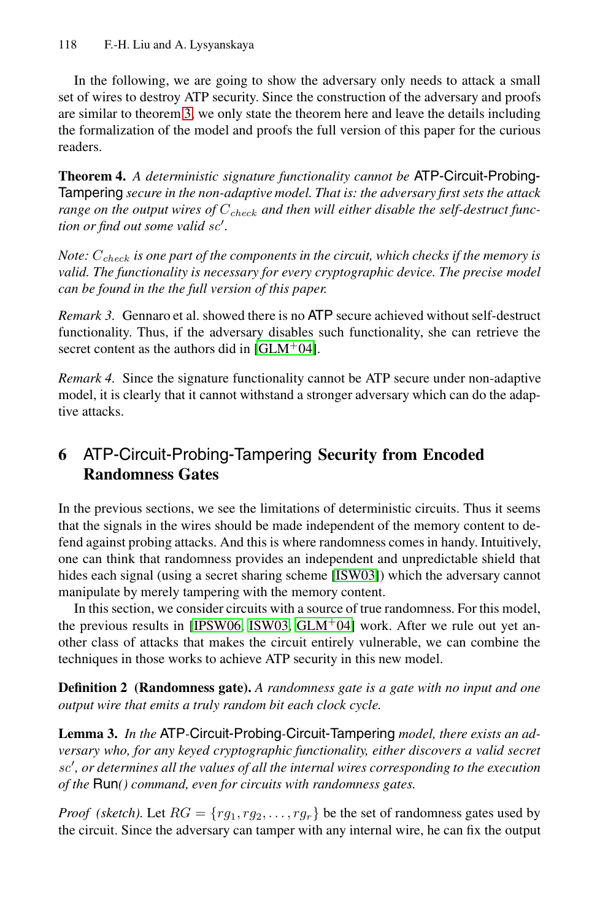In the following, we are going to show the adversary only needs to attack a small set of wires to destroy ATP security. Since the construction of the adversary and proofs are similar to theorem 3, we only state the theorem here and leave the details including the formalization of the model and proofs the full version of this paper for the curious readers.

**Theorem 4.** *A deterministic signature functionality cannot be* ATP-Circuit-Probing-Tampering *secure in the non-adaptive model. That is: the adversary first sets the attack range on the output wires of $C_{check}$ and then will either disable the self-destruct function or find out some valid $sc'$.*

*Note: $C_{check}$ is one part of the components in the circuit, which checks if the memory is valid. The functionality is necessary for every cryptographic device. The precise model can be found in the the full version of this paper.*

*Remark 3.* Gennaro et al. showed there is no ATP secure achieved without self-destruct functionality. Thus, if the adversary disables such functionality, she can retrieve the secret content as the authors did in [GLM+04].

*Remark 4.* Since the signature functionality cannot be ATP secure under non-adaptive model, it is clearly that it cannot withstand a stronger adversary which can do the adaptive attacks.

## 6 ATP-Circuit-Probing-Tampering Security from Encoded Randomness Gates

In the previous sections, we see the limitations of deterministic circuits. Thus it seems that the signals in the wires should be made independent of the memory content to defend against probing attacks. And this is where randomness comes in handy. Intuitively, one can think that randomness provides an independent and unpredictable shield that hides each signal (using a secret sharing scheme [ISW03]) which the adversary cannot manipulate by merely tampering with the memory content.

In this section, we consider circuits with a source of true randomness. For this model, the previous results in [IPSW06, ISW03, GLM+04] work. After we rule out yet another class of attacks that makes the circuit entirely vulnerable, we can combine the techniques in those works to achieve ATP security in this new model.

**Definition 2 (Randomness gate).** *A randomness gate is a gate with no input and one output wire that emits a truly random bit each clock cycle.*

**Lemma 3.** *In the* ATP-Circuit-Probing-Circuit-Tampering *model, there exists an adversary who, for any keyed cryptographic functionality, either discovers a valid secret $sc'$, or determines all the values of all the internal wires corresponding to the execution of the* Run() *command, even for circuits with randomness gates.*

*Proof (sketch).* Let $RG = \{rg_1, rg_2, \ldots, rg_r\}$ be the set of randomness gates used by the circuit. Since the adversary can tamper with any internal wire, he can fix the output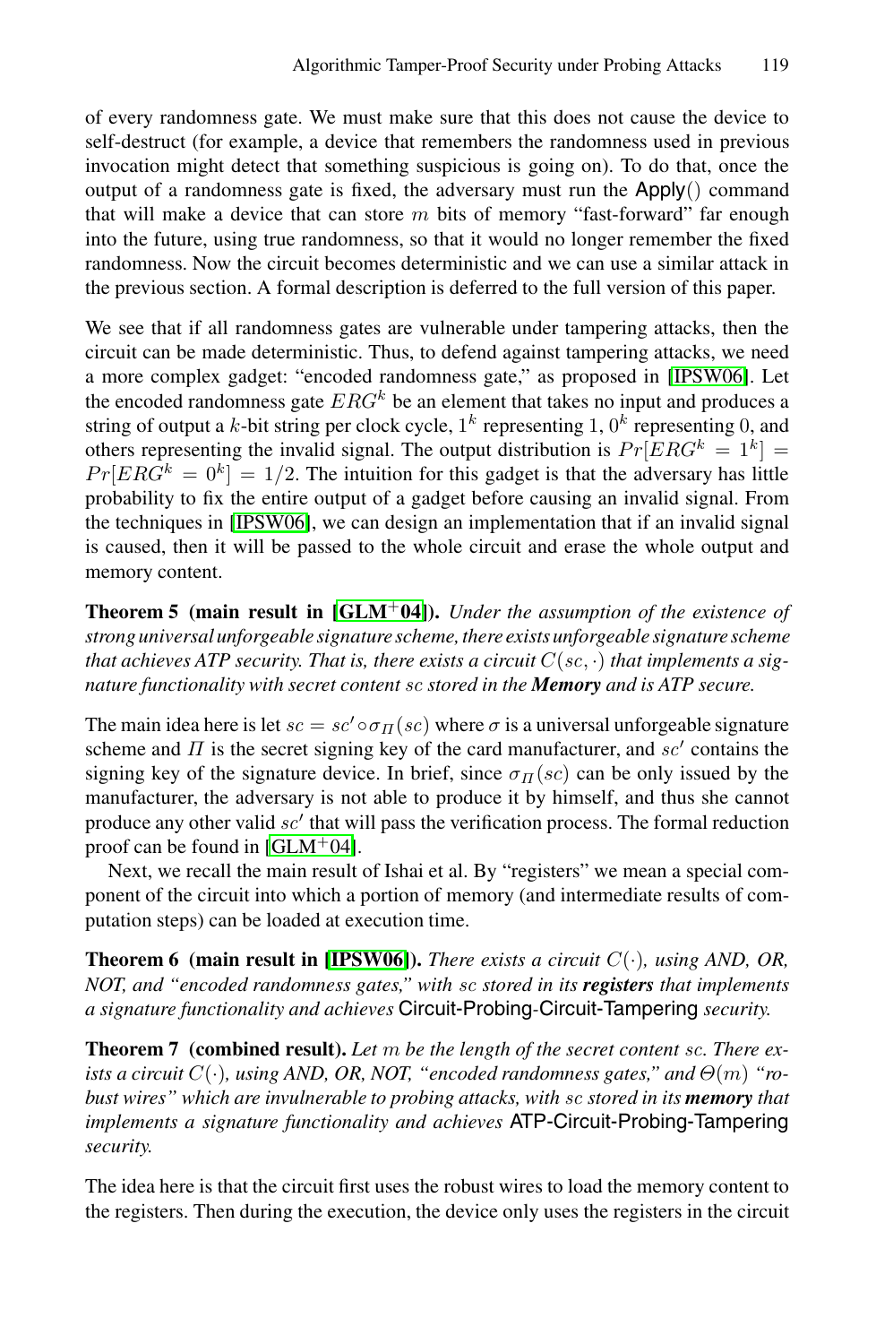of every randomness gate. We must make sure that this does not cause the device to self-destruct (for example, a device that remembers the randomness used in previous invocation might detect that something suspicious is going on). To do that, once the output of a randomness gate is fixed, the adversary must run the Apply() command that will make a device that can store $m$ bits of memory "fast-forward" far enough into the future, using true randomness, so that it would no longer remember the fixed randomness. Now the circuit becomes deterministic and we can use a similar attack in the previous section. A formal description is deferred to the full version of this paper.

We see that if all randomness gates are vulnerable under tampering attacks, then the circuit can be made deterministic. Thus, to defend against tampering attacks, we need a more complex gadget: "encoded randomness gate," as proposed in [IPSW06]. Let the encoded randomness gate $ERG^k$ be an element that takes no input and produces a string of output a $k$-bit string per clock cycle, $1^k$ representing 1, $0^k$ representing 0, and others representing the invalid signal. The output distribution is $Pr[ERG^k = 1^k] = Pr[ERG^k = 0^k] = 1/2$. The intuition for this gadget is that the adversary has little probability to fix the entire output of a gadget before causing an invalid signal. From the techniques in [IPSW06], we can design an implementation that if an invalid signal is caused, then it will be passed to the whole circuit and erase the whole output and memory content.

**Theorem 5 (main result in [GLM+04]).** *Under the assumption of the existence of strong universal unforgeable signature scheme, there exists unforgeable signature scheme that achieves ATP security. That is, there exists a circuit $C(sc, \cdot)$ that implements a signature functionality with secret content $sc$ stored in the **Memory** and is ATP secure.*

The main idea here is let $sc = sc' \circ \sigma_{\Pi}(sc)$ where $\sigma$ is a universal unforgeable signature scheme and $\Pi$ is the secret signing key of the card manufacturer, and $sc'$ contains the signing key of the signature device. In brief, since $\sigma_{\Pi}(sc)$ can be only issued by the manufacturer, the adversary is not able to produce it by himself, and thus she cannot produce any other valid $sc'$ that will pass the verification process. The formal reduction proof can be found in [GLM+04].

Next, we recall the main result of Ishai et al. By "registers" we mean a special component of the circuit into which a portion of memory (and intermediate results of computation steps) can be loaded at execution time.

**Theorem 6 (main result in [IPSW06]).** *There exists a circuit $C(\cdot)$, using AND, OR, NOT, and "encoded randomness gates," with $sc$ stored in its **registers** that implements a signature functionality and achieves* Circuit-Probing-Circuit-Tampering *security.*

**Theorem 7 (combined result).** *Let $m$ be the length of the secret content $sc$. There exists a circuit $C(\cdot)$, using AND, OR, NOT, "encoded randomness gates," and $\Theta(m)$ "robust wires" which are invulnerable to probing attacks, with $sc$ stored in its **memory** that implements a signature functionality and achieves* ATP-Circuit-Probing-Tampering *security.*

The idea here is that the circuit first uses the robust wires to load the memory content to the registers. Then during the execution, the device only uses the registers in the circuit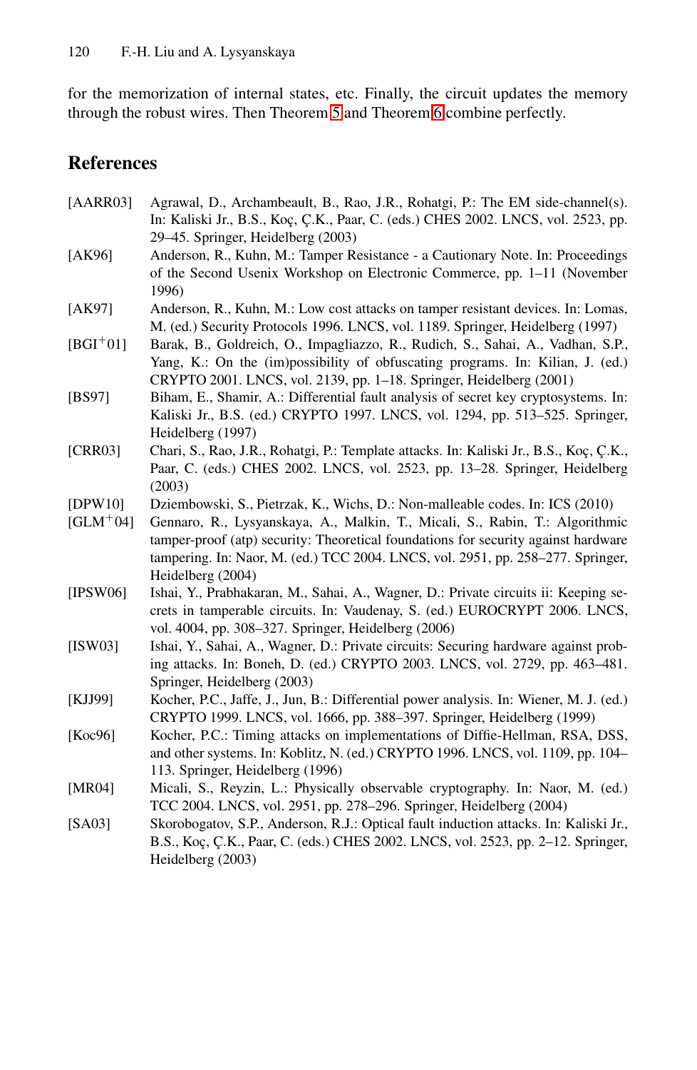for the memorization of internal states, etc. Finally, the circuit updates the memory through the robust wires. Then Theorem 5 and Theorem 6 combine perfectly.

## References

- [AARR03] Agrawal, D., Archambeault, B., Rao, J.R., Rohatgi, P.: The EM side-channel(s). In: Kaliski Jr., B.S., Koç, Ç.K., Paar, C. (eds.) CHES 2002. LNCS, vol. 2523, pp. 29–45. Springer, Heidelberg (2003)
- [AK96] Anderson, R., Kuhn, M.: Tamper Resistance - a Cautionary Note. In: Proceedings of the Second Usenix Workshop on Electronic Commerce, pp. 1–11 (November 1996)
- [AK97] Anderson, R., Kuhn, M.: Low cost attacks on tamper resistant devices. In: Lomas, M. (ed.) Security Protocols 1996. LNCS, vol. 1189. Springer, Heidelberg (1997)
- [BGI+01] Barak, B., Goldreich, O., Impagliazzo, R., Rudich, S., Sahai, A., Vadhan, S.P., Yang, K.: On the (im)possibility of obfuscating programs. In: Kilian, J. (ed.) CRYPTO 2001. LNCS, vol. 2139, pp. 1–18. Springer, Heidelberg (2001)
- [BS97] Biham, E., Shamir, A.: Differential fault analysis of secret key cryptosystems. In: Kaliski Jr., B.S. (ed.) CRYPTO 1997. LNCS, vol. 1294, pp. 513–525. Springer, Heidelberg (1997)
- [CRR03] Chari, S., Rao, J.R., Rohatgi, P.: Template attacks. In: Kaliski Jr., B.S., Koç, Ç.K., Paar, C. (eds.) CHES 2002. LNCS, vol. 2523, pp. 13–28. Springer, Heidelberg (2003)
- [DPW10] Dziembowski, S., Pietrzak, K., Wichs, D.: Non-malleable codes. In: ICS (2010)
- [GLM+04] Gennaro, R., Lysyanskaya, A., Malkin, T., Micali, S., Rabin, T.: Algorithmic tamper-proof (atp) security: Theoretical foundations for security against hardware tampering. In: Naor, M. (ed.) TCC 2004. LNCS, vol. 2951, pp. 258–277. Springer, Heidelberg (2004)
- [IPSW06] Ishai, Y., Prabhakaran, M., Sahai, A., Wagner, D.: Private circuits ii: Keeping secrets in tamperable circuits. In: Vaudenay, S. (ed.) EUROCRYPT 2006. LNCS, vol. 4004, pp. 308–327. Springer, Heidelberg (2006)
- [ISW03] Ishai, Y., Sahai, A., Wagner, D.: Private circuits: Securing hardware against probing attacks. In: Boneh, D. (ed.) CRYPTO 2003. LNCS, vol. 2729, pp. 463–481. Springer, Heidelberg (2003)
- [KJJ99] Kocher, P.C., Jaffe, J., Jun, B.: Differential power analysis. In: Wiener, M. J. (ed.) CRYPTO 1999. LNCS, vol. 1666, pp. 388–397. Springer, Heidelberg (1999)
- [Koc96] Kocher, P.C.: Timing attacks on implementations of Diffie-Hellman, RSA, DSS, and other systems. In: Koblitz, N. (ed.) CRYPTO 1996. LNCS, vol. 1109, pp. 104–113. Springer, Heidelberg (1996)
- [MR04] Micali, S., Reyzin, L.: Physically observable cryptography. In: Naor, M. (ed.) TCC 2004. LNCS, vol. 2951, pp. 278–296. Springer, Heidelberg (2004)
- [SA03] Skorobogatov, S.P., Anderson, R.J.: Optical fault induction attacks. In: Kaliski Jr., B.S., Koç, Ç.K., Paar, C. (eds.) CHES 2002. LNCS, vol. 2523, pp. 2–12. Springer, Heidelberg (2003)